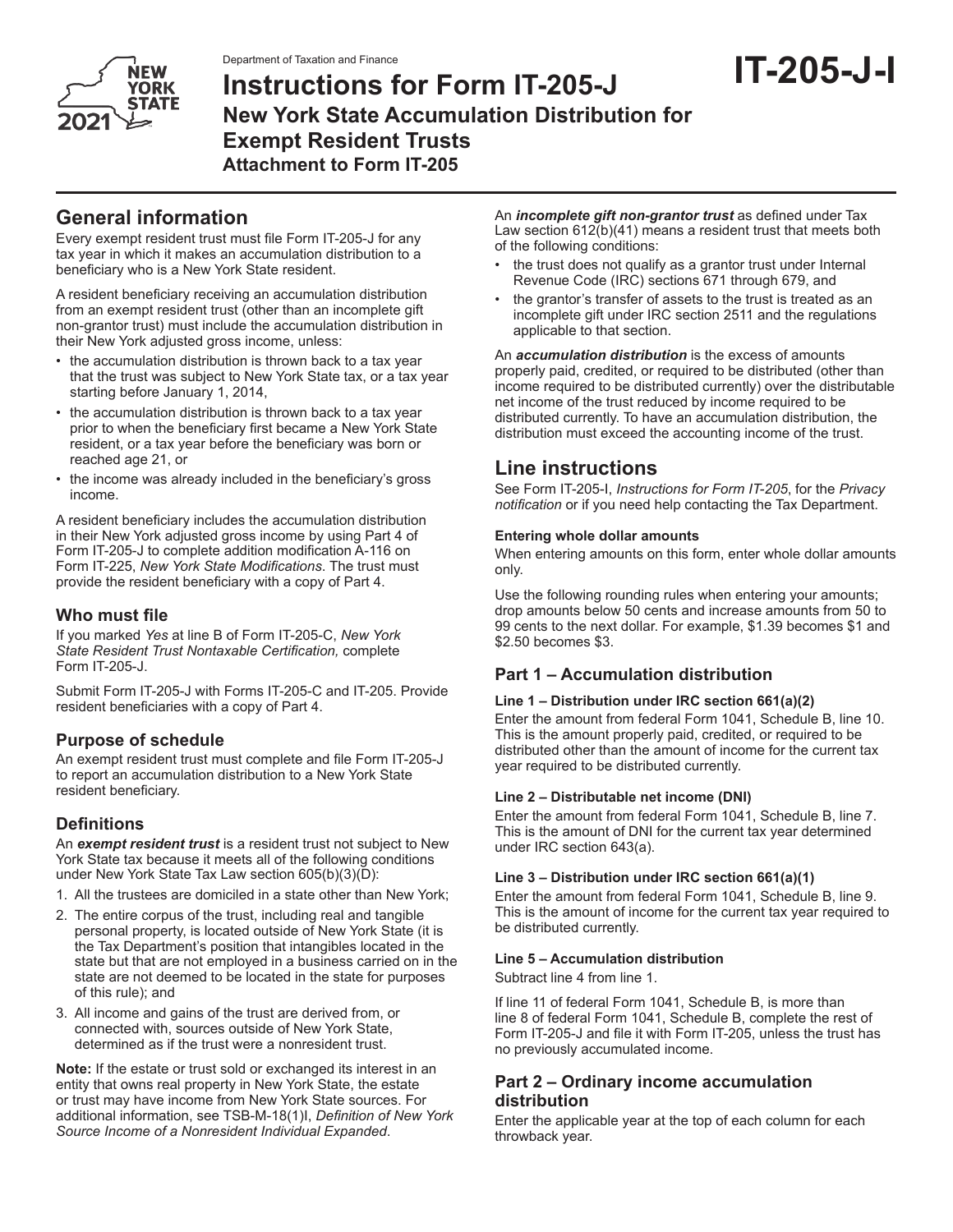Department of Taxation and Finance

# Instructions for Form IT-205-J

## New York State Accumulation Distribution for Exempt Resident Trusts

**Attachment to Form IT-205**

**IT-205-J-I**

## General information

Every exempt resident trust must file Form IT-205-J for any tax year in which it makes an accumulation distribution to a beneficiary who is a New York State resident.

A resident beneficiary receiving an accumulation distribution from an exempt resident trust (other than an incomplete gift non-grantor trust) must include the accumulation distribution in their New York adjusted gross income, unless:

- the accumulation distribution is thrown back to a tax year that the trust was subject to New York State tax, or a tax year starting before January 1, 2014,
- the accumulation distribution is thrown back to a tax year prior to when the beneficiary first became a New York State resident, or a tax year before the beneficiary was born or reached age 21, or
- the income was already included in the beneficiary's gross income.

A resident beneficiary includes the accumulation distribution in their New York adjusted gross income by using Part 4 of Form IT-205-J to complete addition modification A-116 on Form IT-225, *New York State Modifications*. The trust must provide the resident beneficiary with a copy of Part 4.

### Who must file

If you marked *Yes* at line B of Form IT-205-C, *New York State Resident Trust Nontaxable Certification,* complete Form IT-205-J.

Submit Form IT-205-J with Forms IT-205-C and IT-205. Provide resident beneficiaries with a copy of Part 4.

### Purpose of schedule

An exempt resident trust must complete and file Form IT-205-J to report an accumulation distribution to a New York State resident beneficiary.

### Definitions

An ***exempt resident trust*** is a resident trust not subject to New York State tax because it meets all of the following conditions under New York State Tax Law section 605(b)(3)(D):

1. All the trustees are domiciled in a state other than New York;
2. The entire corpus of the trust, including real and tangible personal property, is located outside of New York State (it is the Tax Department's position that intangibles located in the state but that are not employed in a business carried on in the state are not deemed to be located in the state for purposes of this rule); and
3. All income and gains of the trust are derived from, or connected with, sources outside of New York State, determined as if the trust were a nonresident trust.

**Note:** If the estate or trust sold or exchanged its interest in an entity that owns real property in New York State, the estate or trust may have income from New York State sources. For additional information, see TSB-M-18(1)I, *Definition of New York Source Income of a Nonresident Individual Expanded*.

An ***incomplete gift non-grantor trust*** as defined under Tax Law section 612(b)(41) means a resident trust that meets both of the following conditions:

- the trust does not qualify as a grantor trust under Internal Revenue Code (IRC) sections 671 through 679, and
- the grantor's transfer of assets to the trust is treated as an incomplete gift under IRC section 2511 and the regulations applicable to that section.

An ***accumulation distribution*** is the excess of amounts properly paid, credited, or required to be distributed (other than income required to be distributed currently) over the distributable net income of the trust reduced by income required to be distributed currently. To have an accumulation distribution, the distribution must exceed the accounting income of the trust.

## Line instructions

See Form IT-205-I, *Instructions for Form IT-205*, for the *Privacy notification* or if you need help contacting the Tax Department.

#### Entering whole dollar amounts

When entering amounts on this form, enter whole dollar amounts only.

Use the following rounding rules when entering your amounts; drop amounts below 50 cents and increase amounts from 50 to 99 cents to the next dollar. For example, $1.39 becomes $1 and $2.50 becomes $3.

### Part 1 – Accumulation distribution

#### Line 1 – Distribution under IRC section 661(a)(2)

Enter the amount from federal Form 1041, Schedule B, line 10. This is the amount properly paid, credited, or required to be distributed other than the amount of income for the current tax year required to be distributed currently.

#### Line 2 – Distributable net income (DNI)

Enter the amount from federal Form 1041, Schedule B, line 7. This is the amount of DNI for the current tax year determined under IRC section 643(a).

#### Line 3 – Distribution under IRC section 661(a)(1)

Enter the amount from federal Form 1041, Schedule B, line 9. This is the amount of income for the current tax year required to be distributed currently.

#### Line 5 – Accumulation distribution

Subtract line 4 from line 1.

If line 11 of federal Form 1041, Schedule B, is more than line 8 of federal Form 1041, Schedule B, complete the rest of Form IT-205-J and file it with Form IT-205, unless the trust has no previously accumulated income.

### Part 2 – Ordinary income accumulation distribution

Enter the applicable year at the top of each column for each throwback year.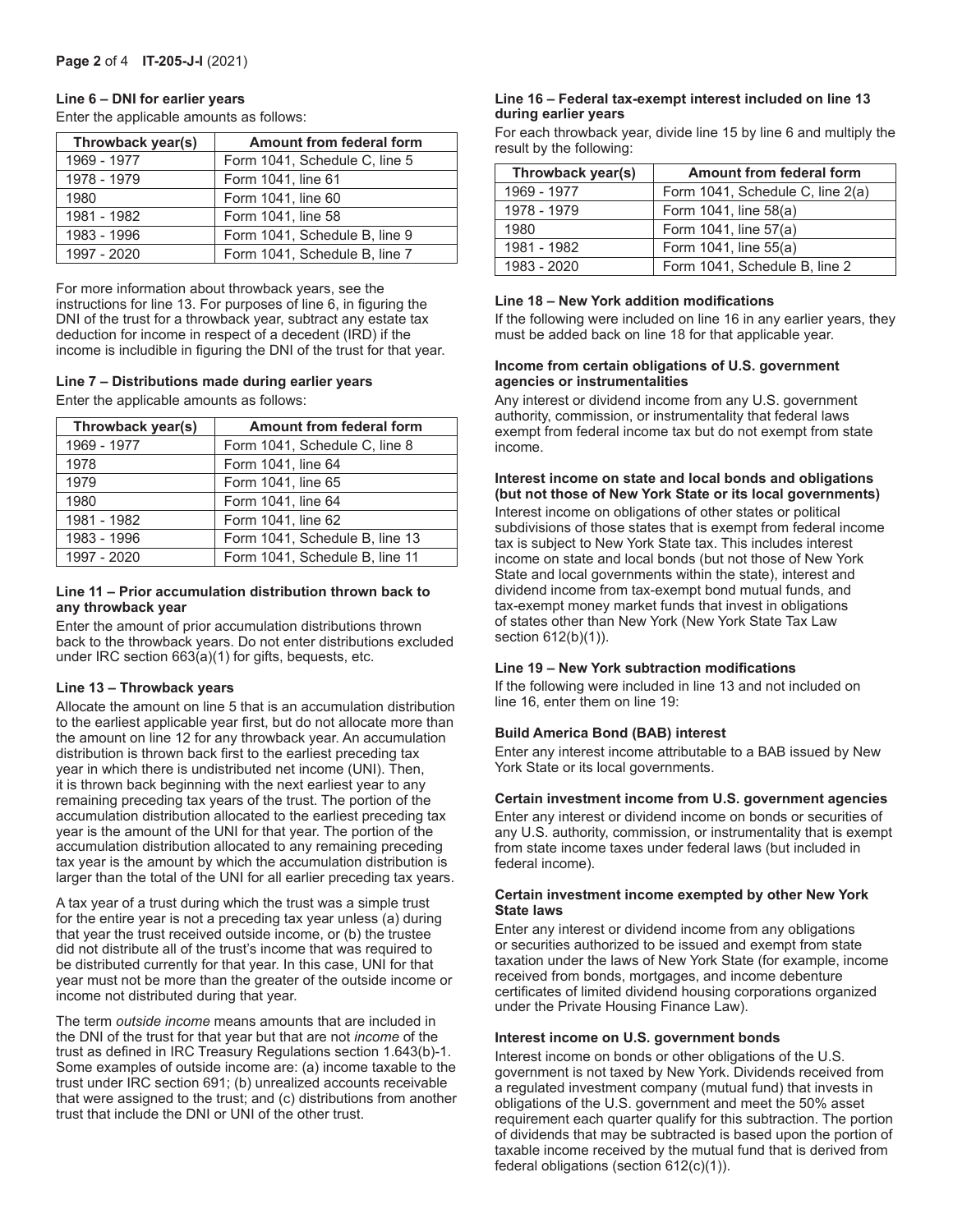### Line 6 – DNI for earlier years

Enter the applicable amounts as follows:

| Throwback year(s) | Amount from federal form |
|---|---|
| 1969 - 1977 | Form 1041, Schedule C, line 5 |
| 1978 - 1979 | Form 1041, line 61 |
| 1980 | Form 1041, line 60 |
| 1981 - 1982 | Form 1041, line 58 |
| 1983 - 1996 | Form 1041, Schedule B, line 9 |
| 1997 - 2020 | Form 1041, Schedule B, line 7 |

For more information about throwback years, see the instructions for line 13. For purposes of line 6, in figuring the DNI of the trust for a throwback year, subtract any estate tax deduction for income in respect of a decedent (IRD) if the income is includible in figuring the DNI of the trust for that year.

### Line 7 – Distributions made during earlier years

Enter the applicable amounts as follows:

| Throwback year(s) | Amount from federal form |
|---|---|
| 1969 - 1977 | Form 1041, Schedule C, line 8 |
| 1978 | Form 1041, line 64 |
| 1979 | Form 1041, line 65 |
| 1980 | Form 1041, line 64 |
| 1981 - 1982 | Form 1041, line 62 |
| 1983 - 1996 | Form 1041, Schedule B, line 13 |
| 1997 - 2020 | Form 1041, Schedule B, line 11 |

### Line 11 – Prior accumulation distribution thrown back to any throwback year

Enter the amount of prior accumulation distributions thrown back to the throwback years. Do not enter distributions excluded under IRC section 663(a)(1) for gifts, bequests, etc.

### Line 13 – Throwback years

Allocate the amount on line 5 that is an accumulation distribution to the earliest applicable year first, but do not allocate more than the amount on line 12 for any throwback year. An accumulation distribution is thrown back first to the earliest preceding tax year in which there is undistributed net income (UNI). Then, it is thrown back beginning with the next earliest year to any remaining preceding tax years of the trust. The portion of the accumulation distribution allocated to the earliest preceding tax year is the amount of the UNI for that year. The portion of the accumulation distribution allocated to any remaining preceding tax year is the amount by which the accumulation distribution is larger than the total of the UNI for all earlier preceding tax years.

A tax year of a trust during which the trust was a simple trust for the entire year is not a preceding tax year unless (a) during that year the trust received outside income, or (b) the trustee did not distribute all of the trust's income that was required to be distributed currently for that year. In this case, UNI for that year must not be more than the greater of the outside income or income not distributed during that year.

The term *outside income* means amounts that are included in the DNI of the trust for that year but that are not *income* of the trust as defined in IRC Treasury Regulations section 1.643(b)-1. Some examples of outside income are: (a) income taxable to the trust under IRC section 691; (b) unrealized accounts receivable that were assigned to the trust; and (c) distributions from another trust that include the DNI or UNI of the other trust.

### Line 16 – Federal tax-exempt interest included on line 13 during earlier years

For each throwback year, divide line 15 by line 6 and multiply the result by the following:

| Throwback year(s) | Amount from federal form |
|---|---|
| 1969 - 1977 | Form 1041, Schedule C, line 2(a) |
| 1978 - 1979 | Form 1041, line 58(a) |
| 1980 | Form 1041, line 57(a) |
| 1981 - 1982 | Form 1041, line 55(a) |
| 1983 - 2020 | Form 1041, Schedule B, line 2 |

### Line 18 – New York addition modifications

If the following were included on line 16 in any earlier years, they must be added back on line 18 for that applicable year.

#### Income from certain obligations of U.S. government agencies or instrumentalities

Any interest or dividend income from any U.S. government authority, commission, or instrumentality that federal laws exempt from federal income tax but do not exempt from state income.

#### Interest income on state and local bonds and obligations (but not those of New York State or its local governments)

Interest income on obligations of other states or political subdivisions of those states that is exempt from federal income tax is subject to New York State tax. This includes interest income on state and local bonds (but not those of New York State and local governments within the state), interest and dividend income from tax-exempt bond mutual funds, and tax-exempt money market funds that invest in obligations of states other than New York (New York State Tax Law section 612(b)(1)).

### Line 19 – New York subtraction modifications

If the following were included in line 13 and not included on line 16, enter them on line 19:

#### Build America Bond (BAB) interest

Enter any interest income attributable to a BAB issued by New York State or its local governments.

#### Certain investment income from U.S. government agencies

Enter any interest or dividend income on bonds or securities of any U.S. authority, commission, or instrumentality that is exempt from state income taxes under federal laws (but included in federal income).

#### Certain investment income exempted by other New York State laws

Enter any interest or dividend income from any obligations or securities authorized to be issued and exempt from state taxation under the laws of New York State (for example, income received from bonds, mortgages, and income debenture certificates of limited dividend housing corporations organized under the Private Housing Finance Law).

#### Interest income on U.S. government bonds

Interest income on bonds or other obligations of the U.S. government is not taxed by New York. Dividends received from a regulated investment company (mutual fund) that invests in obligations of the U.S. government and meet the 50% asset requirement each quarter qualify for this subtraction. The portion of dividends that may be subtracted is based upon the portion of taxable income received by the mutual fund that is derived from federal obligations (section 612(c)(1)).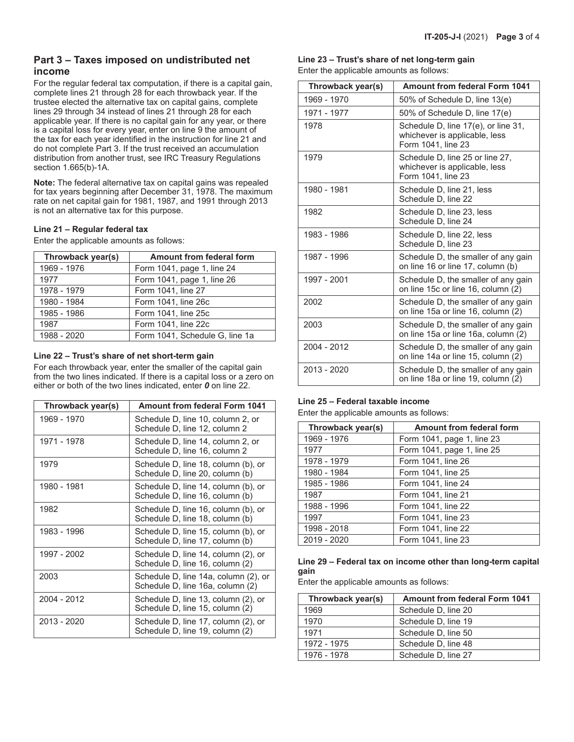## Part 3 – Taxes imposed on undistributed net income

For the regular federal tax computation, if there is a capital gain, complete lines 21 through 28 for each throwback year. If the trustee elected the alternative tax on capital gains, complete lines 29 through 34 instead of lines 21 through 28 for each applicable year. If there is no capital gain for any year, or there is a capital loss for every year, enter on line 9 the amount of the tax for each year identified in the instruction for line 21 and do not complete Part 3. If the trust received an accumulation distribution from another trust, see IRC Treasury Regulations section 1.665(b)-1A.

**Note:** The federal alternative tax on capital gains was repealed for tax years beginning after December 31, 1978. The maximum rate on net capital gain for 1981, 1987, and 1991 through 2013 is not an alternative tax for this purpose.

### Line 21 – Regular federal tax

Enter the applicable amounts as follows:

| Throwback year(s) | Amount from federal form |
|---|---|
| 1969 - 1976 | Form 1041, page 1, line 24 |
| 1977 | Form 1041, page 1, line 26 |
| 1978 - 1979 | Form 1041, line 27 |
| 1980 - 1984 | Form 1041, line 26c |
| 1985 - 1986 | Form 1041, line 25c |
| 1987 | Form 1041, line 22c |
| 1988 - 2020 | Form 1041, Schedule G, line 1a |

### Line 22 – Trust's share of net short-term gain

For each throwback year, enter the smaller of the capital gain from the two lines indicated. If there is a capital loss or a zero on either or both of the two lines indicated, enter ***0*** on line 22.

| Throwback year(s) | Amount from federal Form 1041 |
|---|---|
| 1969 - 1970 | Schedule D, line 10, column 2, or Schedule D, line 12, column 2 |
| 1971 - 1978 | Schedule D, line 14, column 2, or Schedule D, line 16, column 2 |
| 1979 | Schedule D, line 18, column (b), or Schedule D, line 20, column (b) |
| 1980 - 1981 | Schedule D, line 14, column (b), or Schedule D, line 16, column (b) |
| 1982 | Schedule D, line 16, column (b), or Schedule D, line 18, column (b) |
| 1983 - 1996 | Schedule D, line 15, column (b), or Schedule D, line 17, column (b) |
| 1997 - 2002 | Schedule D, line 14, column (2), or Schedule D, line 16, column (2) |
| 2003 | Schedule D, line 14a, column (2), or Schedule D, line 16a, column (2) |
| 2004 - 2012 | Schedule D, line 13, column (2), or Schedule D, line 15, column (2) |
| 2013 - 2020 | Schedule D, line 17, column (2), or Schedule D, line 19, column (2) |

### Line 23 – Trust's share of net long-term gain

Enter the applicable amounts as follows:

| Throwback year(s) | Amount from federal Form 1041 |
|---|---|
| 1969 - 1970 | 50% of Schedule D, line 13(e) |
| 1971 - 1977 | 50% of Schedule D, line 17(e) |
| 1978 | Schedule D, line 17(e), or line 31, whichever is applicable, less Form 1041, line 23 |
| 1979 | Schedule D, line 25 or line 27, whichever is applicable, less Form 1041, line 23 |
| 1980 - 1981 | Schedule D, line 21, less Schedule D, line 22 |
| 1982 | Schedule D, line 23, less Schedule D, line 24 |
| 1983 - 1986 | Schedule D, line 22, less Schedule D, line 23 |
| 1987 - 1996 | Schedule D, the smaller of any gain on line 16 or line 17, column (b) |
| 1997 - 2001 | Schedule D, the smaller of any gain on line 15c or line 16, column (2) |
| 2002 | Schedule D, the smaller of any gain on line 15a or line 16, column (2) |
| 2003 | Schedule D, the smaller of any gain on line 15a or line 16a, column (2) |
| 2004 - 2012 | Schedule D, the smaller of any gain on line 14a or line 15, column (2) |
| 2013 - 2020 | Schedule D, the smaller of any gain on line 18a or line 19, column (2) |

### Line 25 – Federal taxable income

Enter the applicable amounts as follows:

| Throwback year(s) | Amount from federal form |
|---|---|
| 1969 - 1976 | Form 1041, page 1, line 23 |
| 1977 | Form 1041, page 1, line 25 |
| 1978 - 1979 | Form 1041, line 26 |
| 1980 - 1984 | Form 1041, line 25 |
| 1985 - 1986 | Form 1041, line 24 |
| 1987 | Form 1041, line 21 |
| 1988 - 1996 | Form 1041, line 22 |
| 1997 | Form 1041, line 23 |
| 1998 - 2018 | Form 1041, line 22 |
| 2019 - 2020 | Form 1041, line 23 |

### Line 29 – Federal tax on income other than long-term capital gain

Enter the applicable amounts as follows:

| Throwback year(s) | Amount from federal Form 1041 |
|---|---|
| 1969 | Schedule D, line 20 |
| 1970 | Schedule D, line 19 |
| 1971 | Schedule D, line 50 |
| 1972 - 1975 | Schedule D, line 48 |
| 1976 - 1978 | Schedule D, line 27 |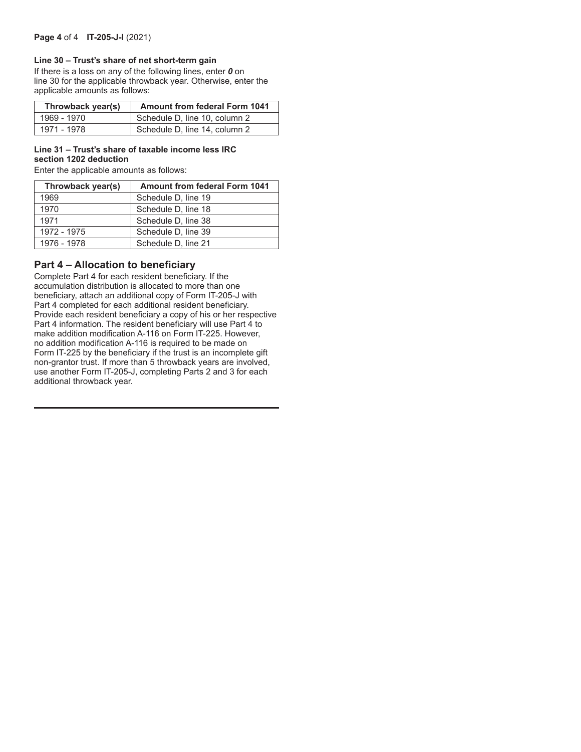### Line 30 – Trust's share of net short-term gain

If there is a loss on any of the following lines, enter ***0*** on line 30 for the applicable throwback year. Otherwise, enter the applicable amounts as follows:

| Throwback year(s) | Amount from federal Form 1041 |
|---|---|
| 1969 - 1970 | Schedule D, line 10, column 2 |
| 1971 - 1978 | Schedule D, line 14, column 2 |

### Line 31 – Trust's share of taxable income less IRC section 1202 deduction

Enter the applicable amounts as follows:

| Throwback year(s) | Amount from federal Form 1041 |
|---|---|
| 1969 | Schedule D, line 19 |
| 1970 | Schedule D, line 18 |
| 1971 | Schedule D, line 38 |
| 1972 - 1975 | Schedule D, line 39 |
| 1976 - 1978 | Schedule D, line 21 |

## Part 4 – Allocation to beneficiary

Complete Part 4 for each resident beneficiary. If the accumulation distribution is allocated to more than one beneficiary, attach an additional copy of Form IT-205-J with Part 4 completed for each additional resident beneficiary. Provide each resident beneficiary a copy of his or her respective Part 4 information. The resident beneficiary will use Part 4 to make addition modification A-116 on Form IT-225. However, no addition modification A-116 is required to be made on Form IT-225 by the beneficiary if the trust is an incomplete gift non-grantor trust. If more than 5 throwback years are involved, use another Form IT-205-J, completing Parts 2 and 3 for each additional throwback year.